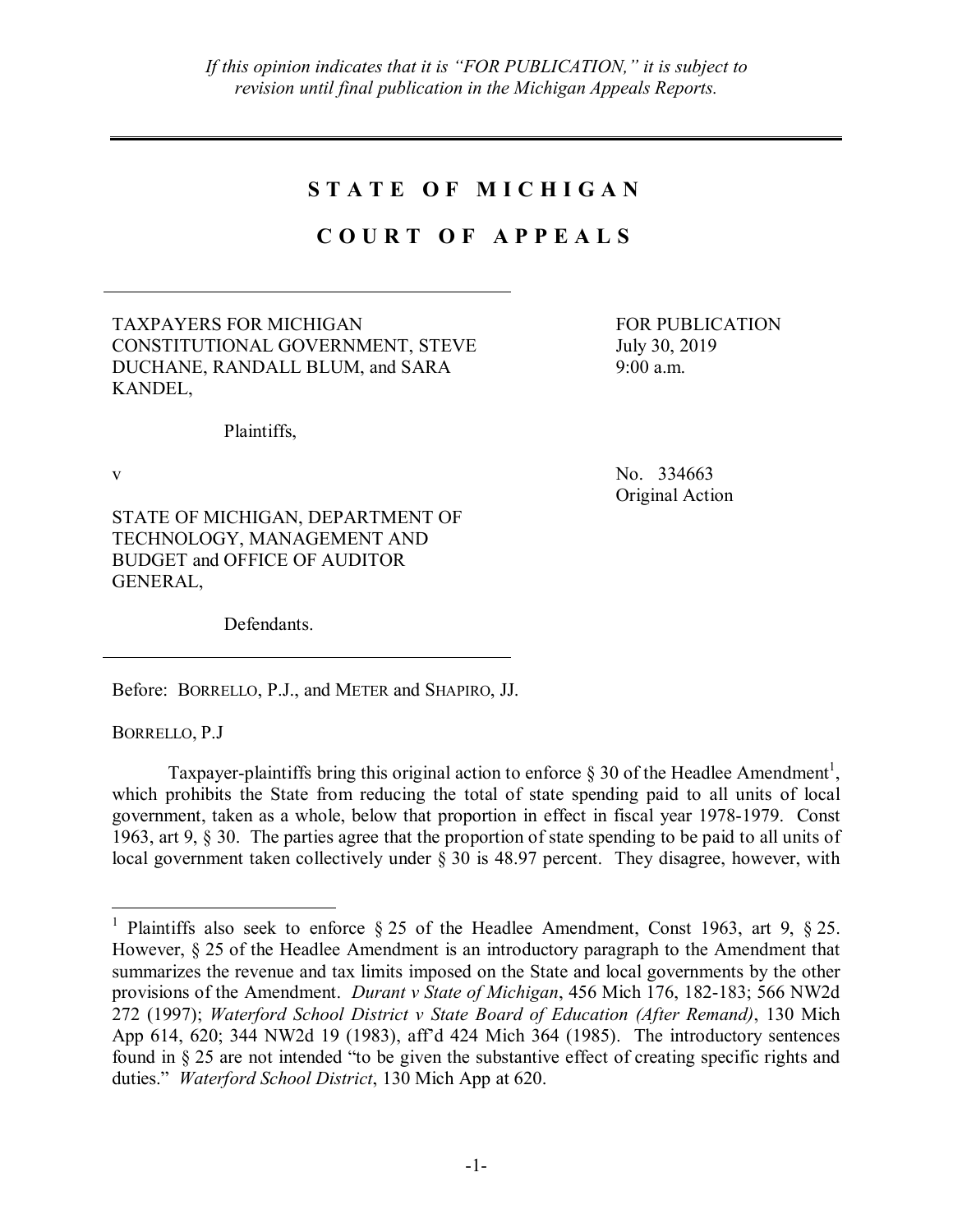*If this opinion indicates that it is "FOR PUBLICATION," it is subject to revision until final publication in the Michigan Appeals Reports.*

---

# STATE OF MICHIGAN

# COURT OF APPEALS

---

TAXPAYERS FOR MICHIGAN CONSTITUTIONAL GOVERNMENT, STEVE DUCHANE, RANDALL BLUM, and SARA KANDEL,

Plaintiffs,

v

STATE OF MICHIGAN, DEPARTMENT OF TECHNOLOGY, MANAGEMENT AND BUDGET and OFFICE OF AUDITOR GENERAL,

Defendants.

FOR PUBLICATION
July 30, 2019
9:00 a.m.

No. 334663
Original Action

---

Before: BORRELLO, P.J., and METER and SHAPIRO, JJ.

BORRELLO, P.J

Taxpayer-plaintiffs bring this original action to enforce § 30 of the Headlee Amendment[1], which prohibits the State from reducing the total of state spending paid to all units of local government, taken as a whole, below that proportion in effect in fiscal year 1978-1979. Const 1963, art 9, § 30. The parties agree that the proportion of state spending to be paid to all units of local government taken collectively under § 30 is 48.97 percent. They disagree, however, with

---

[1] Plaintiffs also seek to enforce § 25 of the Headlee Amendment, Const 1963, art 9, § 25. However, § 25 of the Headlee Amendment is an introductory paragraph to the Amendment that summarizes the revenue and tax limits imposed on the State and local governments by the other provisions of the Amendment. *Durant v State of Michigan*, 456 Mich 176, 182-183; 566 NW2d 272 (1997); *Waterford School District v State Board of Education (After Remand)*, 130 Mich App 614, 620; 344 NW2d 19 (1983), aff'd 424 Mich 364 (1985). The introductory sentences found in § 25 are not intended "to be given the substantive effect of creating specific rights and duties." *Waterford School District*, 130 Mich App at 620.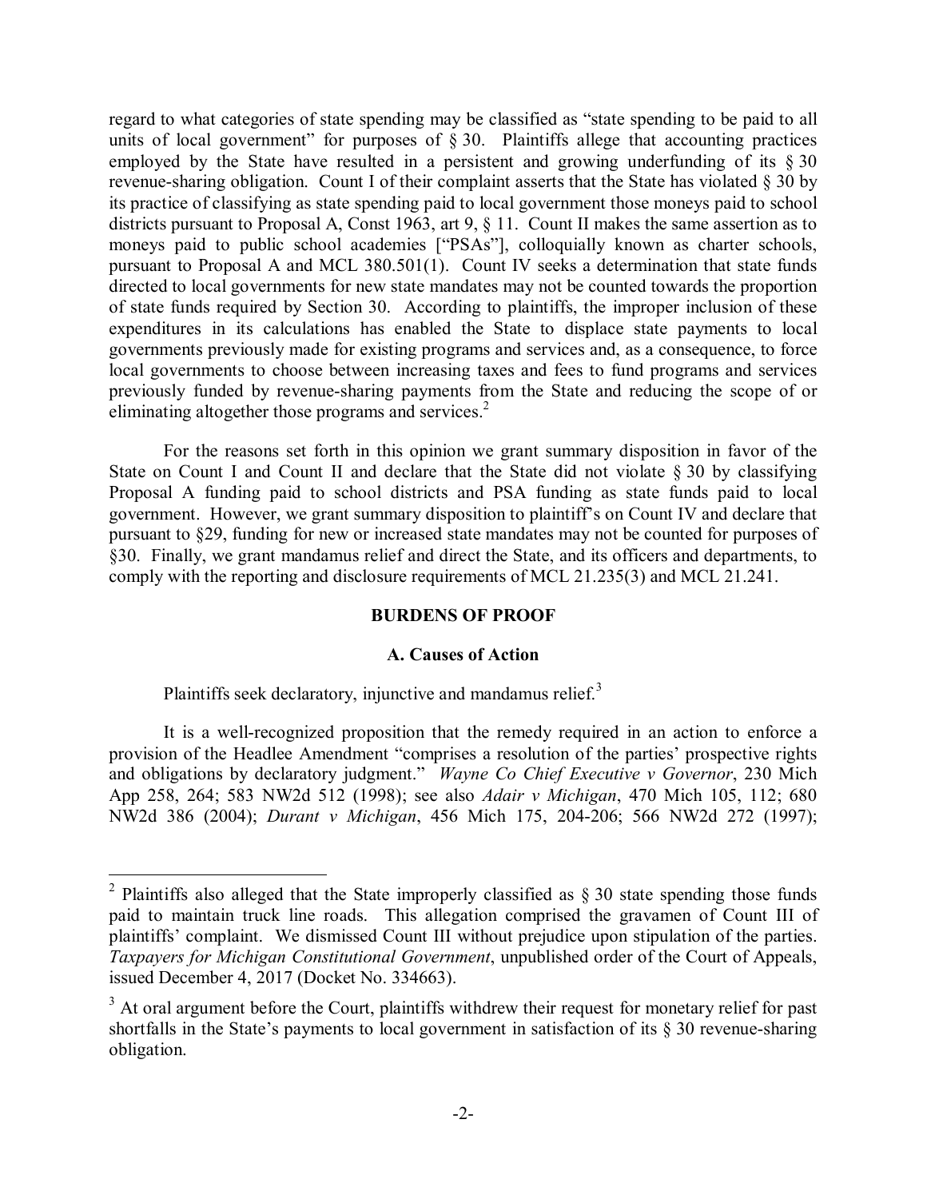regard to what categories of state spending may be classified as "state spending to be paid to all units of local government" for purposes of § 30. Plaintiffs allege that accounting practices employed by the State have resulted in a persistent and growing underfunding of its § 30 revenue-sharing obligation. Count I of their complaint asserts that the State has violated § 30 by its practice of classifying as state spending paid to local government those moneys paid to school districts pursuant to Proposal A, Const 1963, art 9, § 11. Count II makes the same assertion as to moneys paid to public school academies ["PSAs"], colloquially known as charter schools, pursuant to Proposal A and MCL 380.501(1). Count IV seeks a determination that state funds directed to local governments for new state mandates may not be counted towards the proportion of state funds required by Section 30. According to plaintiffs, the improper inclusion of these expenditures in its calculations has enabled the State to displace state payments to local governments previously made for existing programs and services and, as a consequence, to force local governments to choose between increasing taxes and fees to fund programs and services previously funded by revenue-sharing payments from the State and reducing the scope of or eliminating altogether those programs and services.[2]

For the reasons set forth in this opinion we grant summary disposition in favor of the State on Count I and Count II and declare that the State did not violate § 30 by classifying Proposal A funding paid to school districts and PSA funding as state funds paid to local government. However, we grant summary disposition to plaintiff's on Count IV and declare that pursuant to §29, funding for new or increased state mandates may not be counted for purposes of §30. Finally, we grant mandamus relief and direct the State, and its officers and departments, to comply with the reporting and disclosure requirements of MCL 21.235(3) and MCL 21.241.

## BURDENS OF PROOF

### A. Causes of Action

Plaintiffs seek declaratory, injunctive and mandamus relief.[3]

It is a well-recognized proposition that the remedy required in an action to enforce a provision of the Headlee Amendment "comprises a resolution of the parties' prospective rights and obligations by declaratory judgment." *Wayne Co Chief Executive v Governor*, 230 Mich App 258, 264; 583 NW2d 512 (1998); see also *Adair v Michigan*, 470 Mich 105, 112; 680 NW2d 386 (2004); *Durant v Michigan*, 456 Mich 175, 204-206; 566 NW2d 272 (1997);

---

[2] Plaintiffs also alleged that the State improperly classified as § 30 state spending those funds paid to maintain truck line roads. This allegation comprised the gravamen of Count III of plaintiffs' complaint. We dismissed Count III without prejudice upon stipulation of the parties. *Taxpayers for Michigan Constitutional Government*, unpublished order of the Court of Appeals, issued December 4, 2017 (Docket No. 334663).

[3] At oral argument before the Court, plaintiffs withdrew their request for monetary relief for past shortfalls in the State's payments to local government in satisfaction of its § 30 revenue-sharing obligation.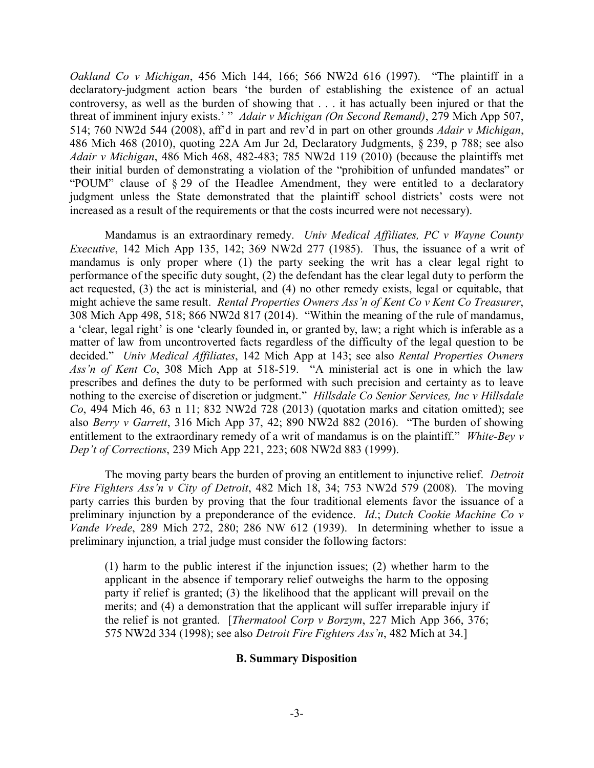*Oakland Co v Michigan*, 456 Mich 144, 166; 566 NW2d 616 (1997). "The plaintiff in a declaratory-judgment action bears 'the burden of establishing the existence of an actual controversy, as well as the burden of showing that . . . it has actually been injured or that the threat of imminent injury exists.' " *Adair v Michigan (On Second Remand)*, 279 Mich App 507, 514; 760 NW2d 544 (2008), aff'd in part and rev'd in part on other grounds *Adair v Michigan*, 486 Mich 468 (2010), quoting 22A Am Jur 2d, Declaratory Judgments, § 239, p 788; see also *Adair v Michigan*, 486 Mich 468, 482-483; 785 NW2d 119 (2010) (because the plaintiffs met their initial burden of demonstrating a violation of the "prohibition of unfunded mandates" or "POUM" clause of § 29 of the Headlee Amendment, they were entitled to a declaratory judgment unless the State demonstrated that the plaintiff school districts' costs were not increased as a result of the requirements or that the costs incurred were not necessary).

Mandamus is an extraordinary remedy. *Univ Medical Affiliates, PC v Wayne County Executive*, 142 Mich App 135, 142; 369 NW2d 277 (1985). Thus, the issuance of a writ of mandamus is only proper where (1) the party seeking the writ has a clear legal right to performance of the specific duty sought, (2) the defendant has the clear legal duty to perform the act requested, (3) the act is ministerial, and (4) no other remedy exists, legal or equitable, that might achieve the same result. *Rental Properties Owners Ass'n of Kent Co v Kent Co Treasurer*, 308 Mich App 498, 518; 866 NW2d 817 (2014). "Within the meaning of the rule of mandamus, a 'clear, legal right' is one 'clearly founded in, or granted by, law; a right which is inferable as a matter of law from uncontroverted facts regardless of the difficulty of the legal question to be decided." *Univ Medical Affiliates*, 142 Mich App at 143; see also *Rental Properties Owners Ass'n of Kent Co*, 308 Mich App at 518-519. "A ministerial act is one in which the law prescribes and defines the duty to be performed with such precision and certainty as to leave nothing to the exercise of discretion or judgment." *Hillsdale Co Senior Services, Inc v Hillsdale Co*, 494 Mich 46, 63 n 11; 832 NW2d 728 (2013) (quotation marks and citation omitted); see also *Berry v Garrett*, 316 Mich App 37, 42; 890 NW2d 882 (2016). "The burden of showing entitlement to the extraordinary remedy of a writ of mandamus is on the plaintiff." *White-Bey v Dep't of Corrections*, 239 Mich App 221, 223; 608 NW2d 883 (1999).

The moving party bears the burden of proving an entitlement to injunctive relief. *Detroit Fire Fighters Ass'n v City of Detroit*, 482 Mich 18, 34; 753 NW2d 579 (2008). The moving party carries this burden by proving that the four traditional elements favor the issuance of a preliminary injunction by a preponderance of the evidence. *Id*.; *Dutch Cookie Machine Co v Vande Vrede*, 289 Mich 272, 280; 286 NW 612 (1939). In determining whether to issue a preliminary injunction, a trial judge must consider the following factors:

> (1) harm to the public interest if the injunction issues; (2) whether harm to the applicant in the absence if temporary relief outweighs the harm to the opposing party if relief is granted; (3) the likelihood that the applicant will prevail on the merits; and (4) a demonstration that the applicant will suffer irreparable injury if the relief is not granted. [*Thermatool Corp v Borzym*, 227 Mich App 366, 376; 575 NW2d 334 (1998); see also *Detroit Fire Fighters Ass'n*, 482 Mich at 34.]

### B. Summary Disposition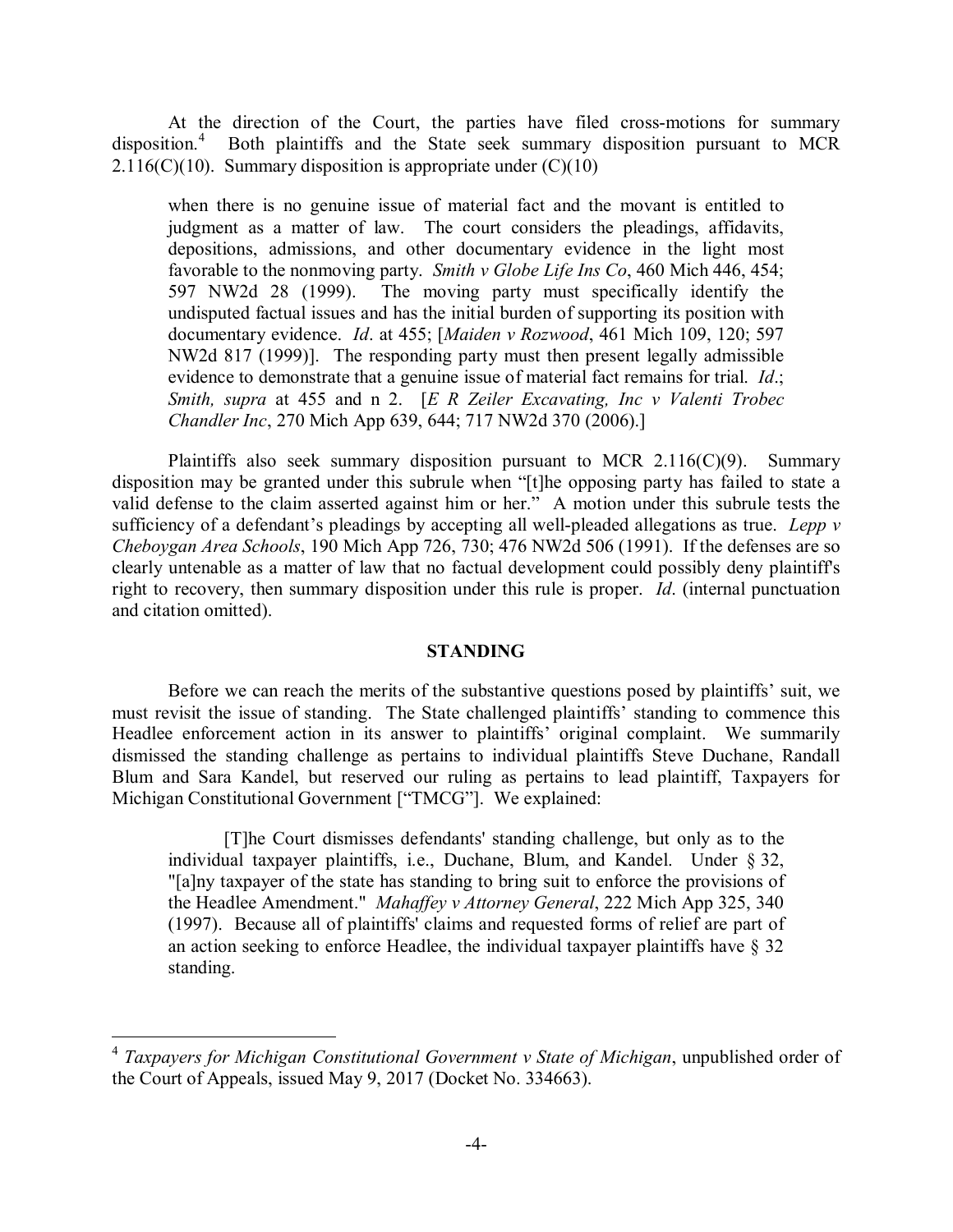At the direction of the Court, the parties have filed cross-motions for summary disposition.[4] Both plaintiffs and the State seek summary disposition pursuant to MCR 2.116(C)(10). Summary disposition is appropriate under (C)(10)

> when there is no genuine issue of material fact and the movant is entitled to judgment as a matter of law. The court considers the pleadings, affidavits, depositions, admissions, and other documentary evidence in the light most favorable to the nonmoving party. *Smith v Globe Life Ins Co*, 460 Mich 446, 454; 597 NW2d 28 (1999). The moving party must specifically identify the undisputed factual issues and has the initial burden of supporting its position with documentary evidence. *Id*. at 455; [*Maiden v Rozwood*, 461 Mich 109, 120; 597 NW2d 817 (1999)]. The responding party must then present legally admissible evidence to demonstrate that a genuine issue of material fact remains for trial. *Id*.; *Smith, supra* at 455 and n 2. [*E R Zeiler Excavating, Inc v Valenti Trobec Chandler Inc*, 270 Mich App 639, 644; 717 NW2d 370 (2006).]

Plaintiffs also seek summary disposition pursuant to MCR 2.116(C)(9). Summary disposition may be granted under this subrule when "[t]he opposing party has failed to state a valid defense to the claim asserted against him or her." A motion under this subrule tests the sufficiency of a defendant's pleadings by accepting all well-pleaded allegations as true. *Lepp v Cheboygan Area Schools*, 190 Mich App 726, 730; 476 NW2d 506 (1991). If the defenses are so clearly untenable as a matter of law that no factual development could possibly deny plaintiff's right to recovery, then summary disposition under this rule is proper. *Id*. (internal punctuation and citation omitted).

## STANDING

Before we can reach the merits of the substantive questions posed by plaintiffs' suit, we must revisit the issue of standing. The State challenged plaintiffs' standing to commence this Headlee enforcement action in its answer to plaintiffs' original complaint. We summarily dismissed the standing challenge as pertains to individual plaintiffs Steve Duchane, Randall Blum and Sara Kandel, but reserved our ruling as pertains to lead plaintiff, Taxpayers for Michigan Constitutional Government ["TMCG"]. We explained:

> [T]he Court dismisses defendants' standing challenge, but only as to the individual taxpayer plaintiffs, i.e., Duchane, Blum, and Kandel. Under § 32, "[a]ny taxpayer of the state has standing to bring suit to enforce the provisions of the Headlee Amendment." *Mahaffey v Attorney General*, 222 Mich App 325, 340 (1997). Because all of plaintiffs' claims and requested forms of relief are part of an action seeking to enforce Headlee, the individual taxpayer plaintiffs have § 32 standing.

---

[4] *Taxpayers for Michigan Constitutional Government v State of Michigan*, unpublished order of the Court of Appeals, issued May 9, 2017 (Docket No. 334663).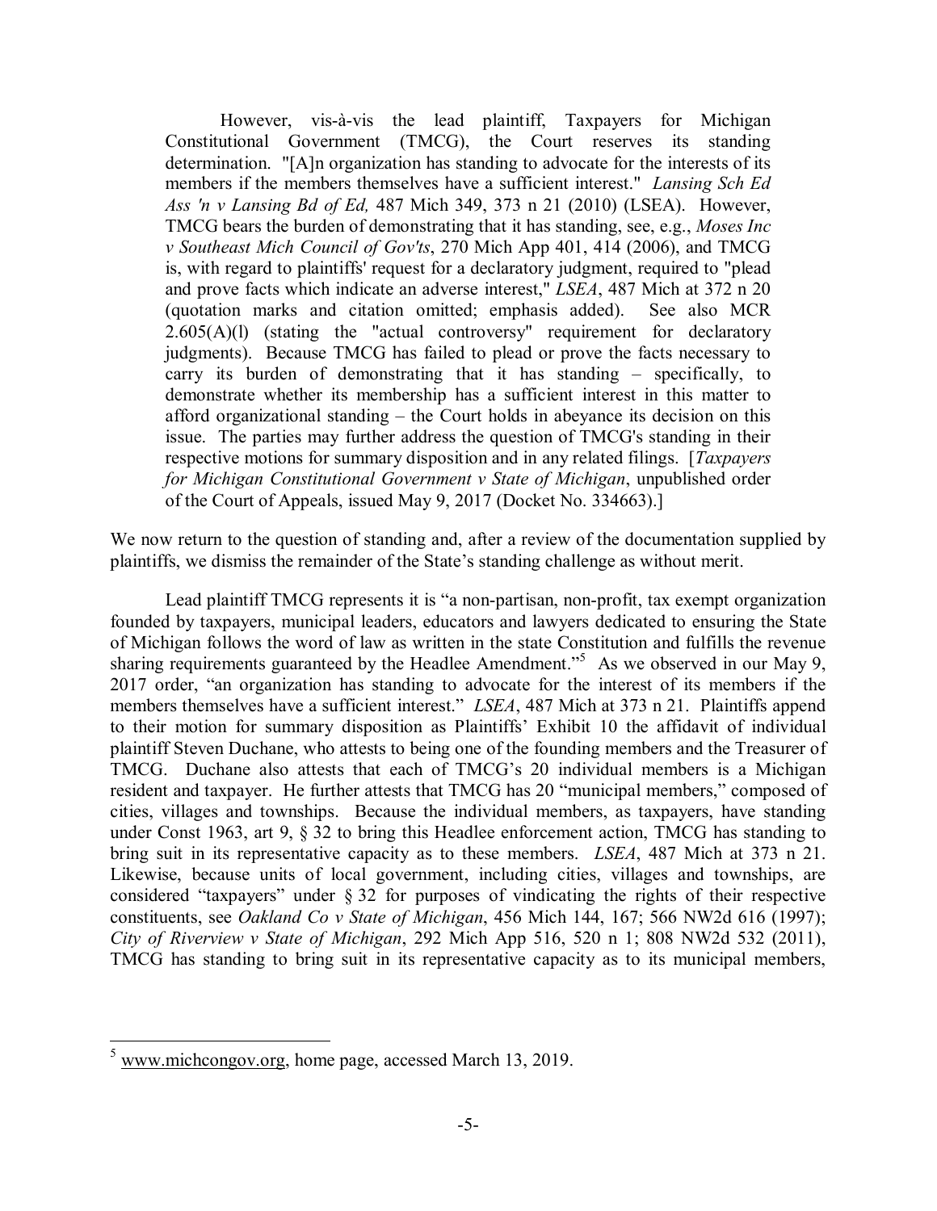> However, vis-à-vis the lead plaintiff, Taxpayers for Michigan Constitutional Government (TMCG), the Court reserves its standing determination. "[A]n organization has standing to advocate for the interests of its members if the members themselves have a sufficient interest." *Lansing Sch Ed Ass 'n v Lansing Bd of Ed,* 487 Mich 349, 373 n 21 (2010) (LSEA). However, TMCG bears the burden of demonstrating that it has standing, see, e.g., *Moses Inc v Southeast Mich Council of Gov'ts*, 270 Mich App 401, 414 (2006), and TMCG is, with regard to plaintiffs' request for a declaratory judgment, required to "plead and prove facts which indicate an adverse interest," *LSEA*, 487 Mich at 372 n 20 (quotation marks and citation omitted; emphasis added). See also MCR 2.605(A)(l) (stating the "actual controversy" requirement for declaratory judgments). Because TMCG has failed to plead or prove the facts necessary to carry its burden of demonstrating that it has standing – specifically, to demonstrate whether its membership has a sufficient interest in this matter to afford organizational standing – the Court holds in abeyance its decision on this issue. The parties may further address the question of TMCG's standing in their respective motions for summary disposition and in any related filings. [*Taxpayers for Michigan Constitutional Government v State of Michigan*, unpublished order of the Court of Appeals, issued May 9, 2017 (Docket No. 334663).]

We now return to the question of standing and, after a review of the documentation supplied by plaintiffs, we dismiss the remainder of the State's standing challenge as without merit.

Lead plaintiff TMCG represents it is "a non-partisan, non-profit, tax exempt organization founded by taxpayers, municipal leaders, educators and lawyers dedicated to ensuring the State of Michigan follows the word of law as written in the state Constitution and fulfills the revenue sharing requirements guaranteed by the Headlee Amendment."[5] As we observed in our May 9, 2017 order, "an organization has standing to advocate for the interest of its members if the members themselves have a sufficient interest." *LSEA*, 487 Mich at 373 n 21. Plaintiffs append to their motion for summary disposition as Plaintiffs' Exhibit 10 the affidavit of individual plaintiff Steven Duchane, who attests to being one of the founding members and the Treasurer of TMCG. Duchane also attests that each of TMCG's 20 individual members is a Michigan resident and taxpayer. He further attests that TMCG has 20 "municipal members," composed of cities, villages and townships. Because the individual members, as taxpayers, have standing under Const 1963, art 9, § 32 to bring this Headlee enforcement action, TMCG has standing to bring suit in its representative capacity as to these members. *LSEA*, 487 Mich at 373 n 21. Likewise, because units of local government, including cities, villages and townships, are considered "taxpayers" under § 32 for purposes of vindicating the rights of their respective constituents, see *Oakland Co v State of Michigan*, 456 Mich 144, 167; 566 NW2d 616 (1997); *City of Riverview v State of Michigan*, 292 Mich App 516, 520 n 1; 808 NW2d 532 (2011), TMCG has standing to bring suit in its representative capacity as to its municipal members,

---

[5] www.michcongov.org, home page, accessed March 13, 2019.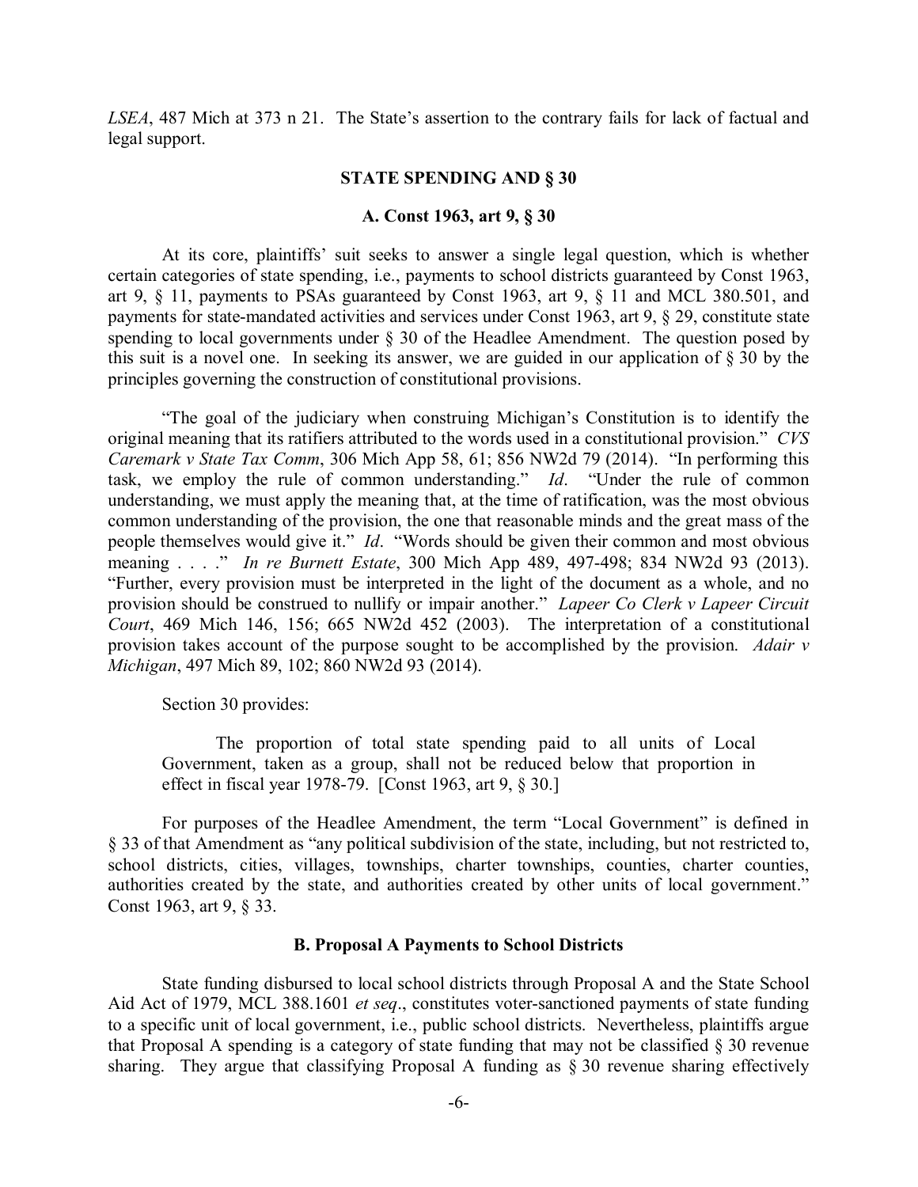*LSEA*, 487 Mich at 373 n 21. The State's assertion to the contrary fails for lack of factual and legal support.

## STATE SPENDING AND § 30

### A. Const 1963, art 9, § 30

At its core, plaintiffs' suit seeks to answer a single legal question, which is whether certain categories of state spending, i.e., payments to school districts guaranteed by Const 1963, art 9, § 11, payments to PSAs guaranteed by Const 1963, art 9, § 11 and MCL 380.501, and payments for state-mandated activities and services under Const 1963, art 9, § 29, constitute state spending to local governments under § 30 of the Headlee Amendment. The question posed by this suit is a novel one. In seeking its answer, we are guided in our application of § 30 by the principles governing the construction of constitutional provisions.

"The goal of the judiciary when construing Michigan's Constitution is to identify the original meaning that its ratifiers attributed to the words used in a constitutional provision." *CVS Caremark v State Tax Comm*, 306 Mich App 58, 61; 856 NW2d 79 (2014). "In performing this task, we employ the rule of common understanding." *Id*. "Under the rule of common understanding, we must apply the meaning that, at the time of ratification, was the most obvious common understanding of the provision, the one that reasonable minds and the great mass of the people themselves would give it." *Id*. "Words should be given their common and most obvious meaning . . . ." *In re Burnett Estate*, 300 Mich App 489, 497-498; 834 NW2d 93 (2013). "Further, every provision must be interpreted in the light of the document as a whole, and no provision should be construed to nullify or impair another." *Lapeer Co Clerk v Lapeer Circuit Court*, 469 Mich 146, 156; 665 NW2d 452 (2003). The interpretation of a constitutional provision takes account of the purpose sought to be accomplished by the provision. *Adair v Michigan*, 497 Mich 89, 102; 860 NW2d 93 (2014).

Section 30 provides:

> The proportion of total state spending paid to all units of Local Government, taken as a group, shall not be reduced below that proportion in effect in fiscal year 1978-79. [Const 1963, art 9, § 30.]

For purposes of the Headlee Amendment, the term "Local Government" is defined in § 33 of that Amendment as "any political subdivision of the state, including, but not restricted to, school districts, cities, villages, townships, charter townships, counties, charter counties, authorities created by the state, and authorities created by other units of local government." Const 1963, art 9, § 33.

### B. Proposal A Payments to School Districts

State funding disbursed to local school districts through Proposal A and the State School Aid Act of 1979, MCL 388.1601 *et seq*., constitutes voter-sanctioned payments of state funding to a specific unit of local government, i.e., public school districts. Nevertheless, plaintiffs argue that Proposal A spending is a category of state funding that may not be classified § 30 revenue sharing. They argue that classifying Proposal A funding as § 30 revenue sharing effectively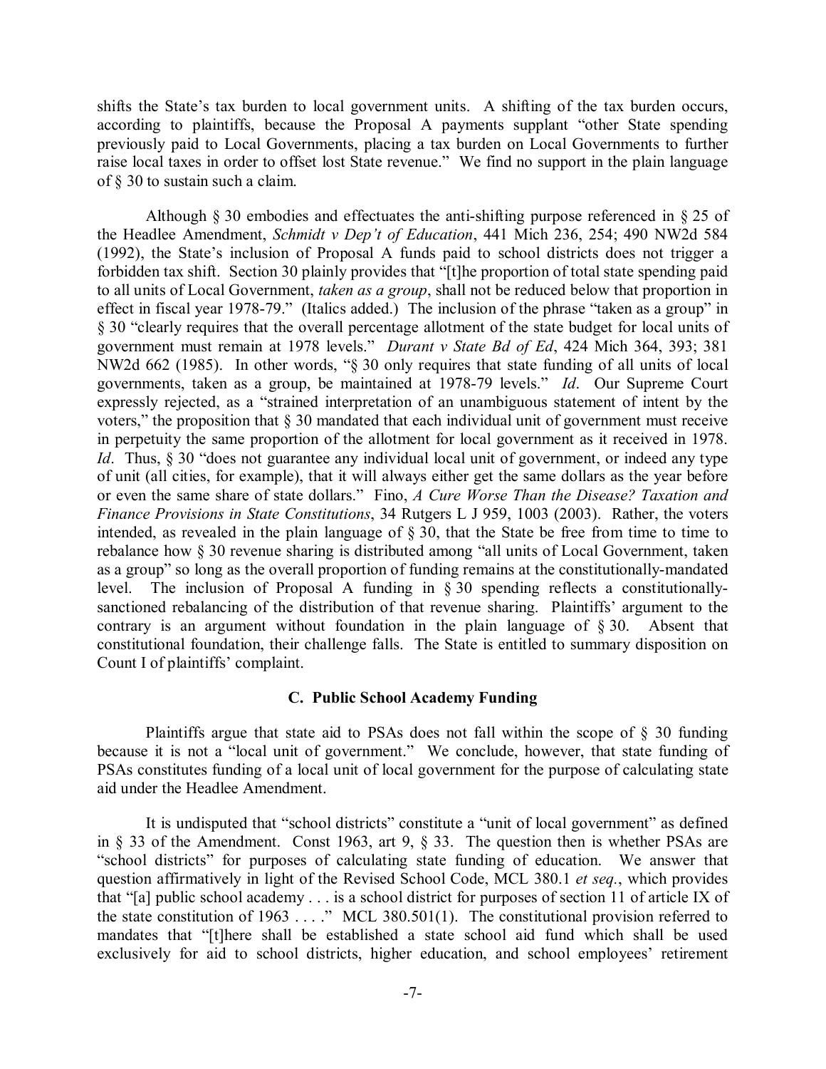shifts the State's tax burden to local government units. A shifting of the tax burden occurs, according to plaintiffs, because the Proposal A payments supplant "other State spending previously paid to Local Governments, placing a tax burden on Local Governments to further raise local taxes in order to offset lost State revenue." We find no support in the plain language of § 30 to sustain such a claim.

Although § 30 embodies and effectuates the anti-shifting purpose referenced in § 25 of the Headlee Amendment, *Schmidt v Dep't of Education*, 441 Mich 236, 254; 490 NW2d 584 (1992), the State's inclusion of Proposal A funds paid to school districts does not trigger a forbidden tax shift. Section 30 plainly provides that "[t]he proportion of total state spending paid to all units of Local Government, *taken as a group*, shall not be reduced below that proportion in effect in fiscal year 1978-79." (Italics added.) The inclusion of the phrase "taken as a group" in § 30 "clearly requires that the overall percentage allotment of the state budget for local units of government must remain at 1978 levels." *Durant v State Bd of Ed*, 424 Mich 364, 393; 381 NW2d 662 (1985). In other words, "§ 30 only requires that state funding of all units of local governments, taken as a group, be maintained at 1978-79 levels." *Id*. Our Supreme Court expressly rejected, as a "strained interpretation of an unambiguous statement of intent by the voters," the proposition that § 30 mandated that each individual unit of government must receive in perpetuity the same proportion of the allotment for local government as it received in 1978. *Id*. Thus, § 30 "does not guarantee any individual local unit of government, or indeed any type of unit (all cities, for example), that it will always either get the same dollars as the year before or even the same share of state dollars." Fino, *A Cure Worse Than the Disease? Taxation and Finance Provisions in State Constitutions*, 34 Rutgers L J 959, 1003 (2003). Rather, the voters intended, as revealed in the plain language of § 30, that the State be free from time to time to rebalance how § 30 revenue sharing is distributed among "all units of Local Government, taken as a group" so long as the overall proportion of funding remains at the constitutionally-mandated level. The inclusion of Proposal A funding in § 30 spending reflects a constitutionally-sanctioned rebalancing of the distribution of that revenue sharing. Plaintiffs' argument to the contrary is an argument without foundation in the plain language of § 30. Absent that constitutional foundation, their challenge falls. The State is entitled to summary disposition on Count I of plaintiffs' complaint.

### C. Public School Academy Funding

Plaintiffs argue that state aid to PSAs does not fall within the scope of § 30 funding because it is not a "local unit of government." We conclude, however, that state funding of PSAs constitutes funding of a local unit of local government for the purpose of calculating state aid under the Headlee Amendment.

It is undisputed that "school districts" constitute a "unit of local government" as defined in § 33 of the Amendment. Const 1963, art 9, § 33. The question then is whether PSAs are "school districts" for purposes of calculating state funding of education. We answer that question affirmatively in light of the Revised School Code, MCL 380.1 *et seq.*, which provides that "[a] public school academy . . . is a school district for purposes of section 11 of article IX of the state constitution of 1963 . . . ." MCL 380.501(1). The constitutional provision referred to mandates that "[t]here shall be established a state school aid fund which shall be used exclusively for aid to school districts, higher education, and school employees' retirement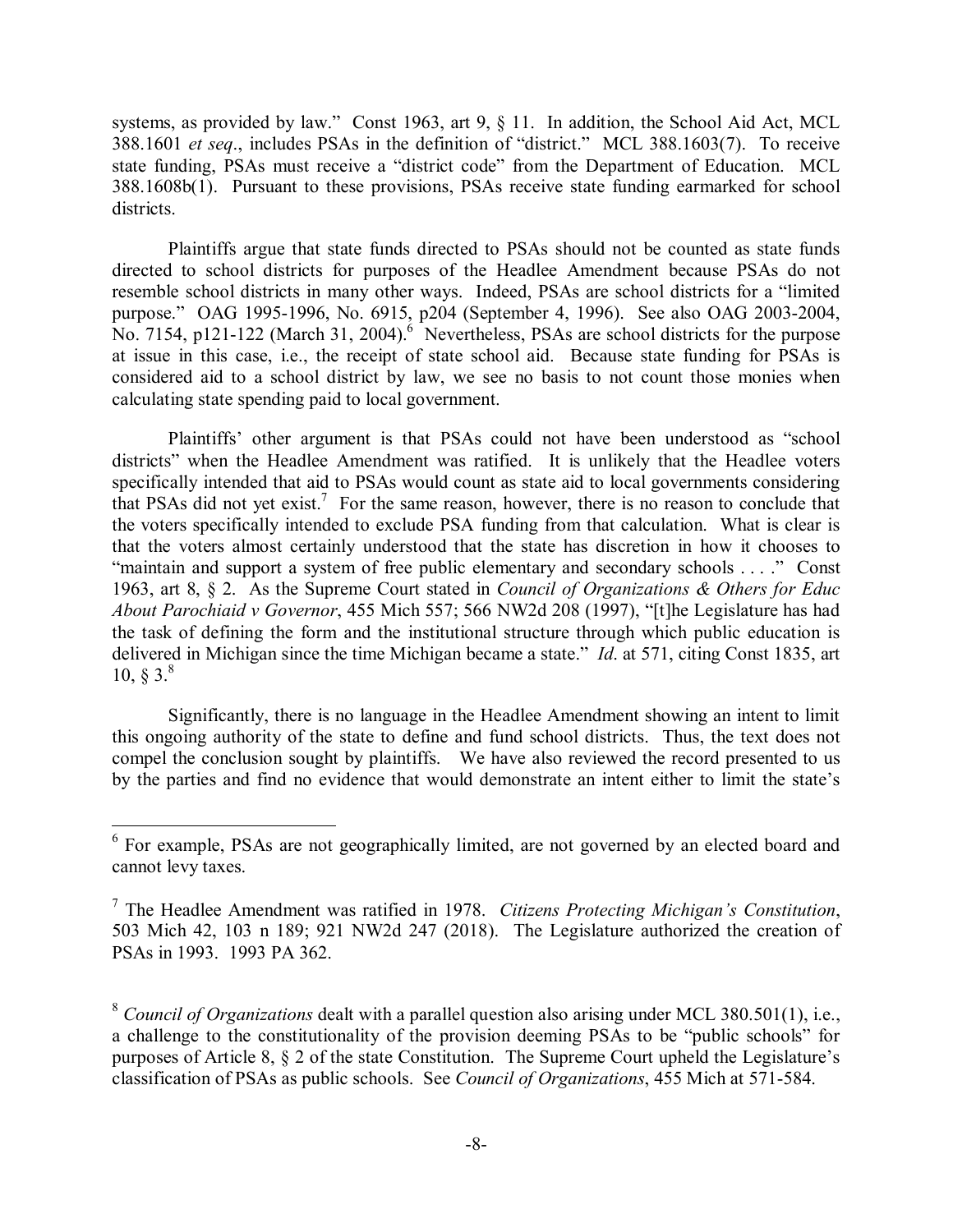systems, as provided by law." Const 1963, art 9, § 11. In addition, the School Aid Act, MCL 388.1601 *et seq*., includes PSAs in the definition of "district." MCL 388.1603(7). To receive state funding, PSAs must receive a "district code" from the Department of Education. MCL 388.1608b(1). Pursuant to these provisions, PSAs receive state funding earmarked for school districts.

Plaintiffs argue that state funds directed to PSAs should not be counted as state funds directed to school districts for purposes of the Headlee Amendment because PSAs do not resemble school districts in many other ways. Indeed, PSAs are school districts for a "limited purpose." OAG 1995-1996, No. 6915, p204 (September 4, 1996). See also OAG 2003-2004, No. 7154, p121-122 (March 31, 2004).[6] Nevertheless, PSAs are school districts for the purpose at issue in this case, i.e., the receipt of state school aid. Because state funding for PSAs is considered aid to a school district by law, we see no basis to not count those monies when calculating state spending paid to local government.

Plaintiffs' other argument is that PSAs could not have been understood as "school districts" when the Headlee Amendment was ratified. It is unlikely that the Headlee voters specifically intended that aid to PSAs would count as state aid to local governments considering that PSAs did not yet exist.[7] For the same reason, however, there is no reason to conclude that the voters specifically intended to exclude PSA funding from that calculation. What is clear is that the voters almost certainly understood that the state has discretion in how it chooses to "maintain and support a system of free public elementary and secondary schools . . . ." Const 1963, art 8, § 2. As the Supreme Court stated in *Council of Organizations & Others for Educ About Parochiaid v Governor*, 455 Mich 557; 566 NW2d 208 (1997), "[t]he Legislature has had the task of defining the form and the institutional structure through which public education is delivered in Michigan since the time Michigan became a state." *Id*. at 571, citing Const 1835, art 10, § 3.[8]

Significantly, there is no language in the Headlee Amendment showing an intent to limit this ongoing authority of the state to define and fund school districts. Thus, the text does not compel the conclusion sought by plaintiffs. We have also reviewed the record presented to us by the parties and find no evidence that would demonstrate an intent either to limit the state's

---

[6] For example, PSAs are not geographically limited, are not governed by an elected board and cannot levy taxes.

[7] The Headlee Amendment was ratified in 1978. *Citizens Protecting Michigan's Constitution*, 503 Mich 42, 103 n 189; 921 NW2d 247 (2018). The Legislature authorized the creation of PSAs in 1993. 1993 PA 362.

[8] *Council of Organizations* dealt with a parallel question also arising under MCL 380.501(1), i.e., a challenge to the constitutionality of the provision deeming PSAs to be "public schools" for purposes of Article 8, § 2 of the state Constitution. The Supreme Court upheld the Legislature's classification of PSAs as public schools. See *Council of Organizations*, 455 Mich at 571-584.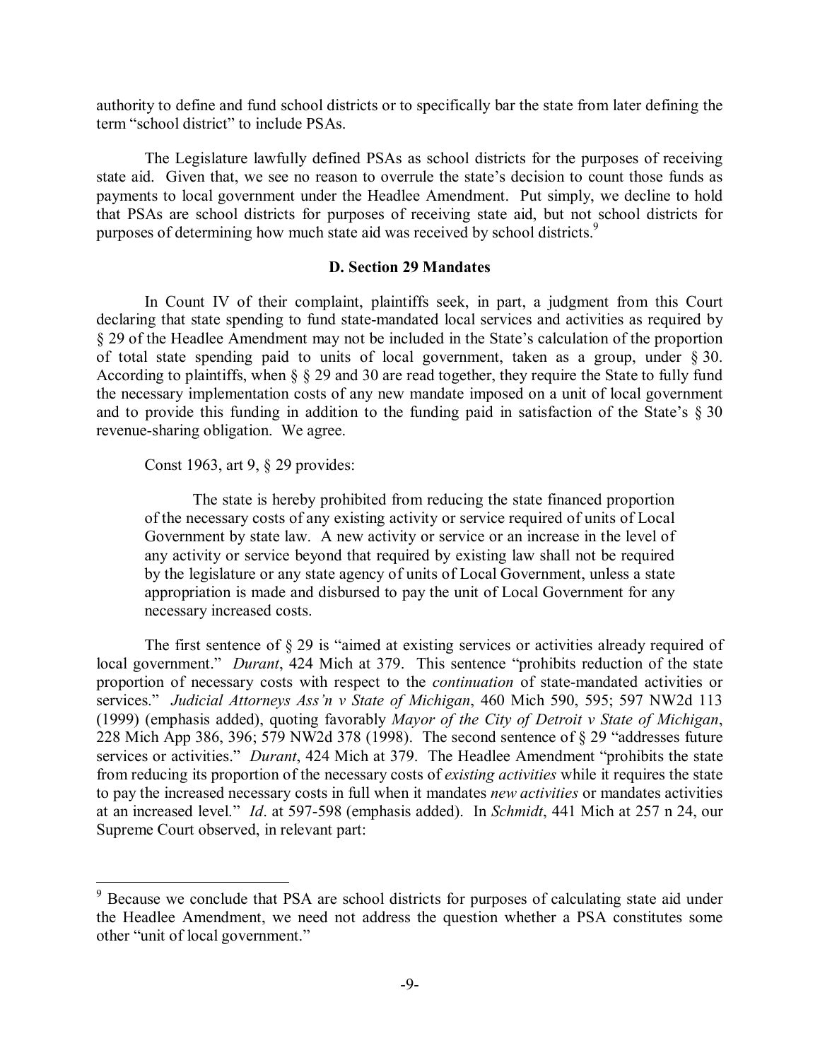authority to define and fund school districts or to specifically bar the state from later defining the term "school district" to include PSAs.

The Legislature lawfully defined PSAs as school districts for the purposes of receiving state aid. Given that, we see no reason to overrule the state's decision to count those funds as payments to local government under the Headlee Amendment. Put simply, we decline to hold that PSAs are school districts for purposes of receiving state aid, but not school districts for purposes of determining how much state aid was received by school districts.[9]

### D. Section 29 Mandates

In Count IV of their complaint, plaintiffs seek, in part, a judgment from this Court declaring that state spending to fund state-mandated local services and activities as required by § 29 of the Headlee Amendment may not be included in the State's calculation of the proportion of total state spending paid to units of local government, taken as a group, under § 30. According to plaintiffs, when § § 29 and 30 are read together, they require the State to fully fund the necessary implementation costs of any new mandate imposed on a unit of local government and to provide this funding in addition to the funding paid in satisfaction of the State's § 30 revenue-sharing obligation. We agree.

Const 1963, art 9, § 29 provides:

> The state is hereby prohibited from reducing the state financed proportion of the necessary costs of any existing activity or service required of units of Local Government by state law. A new activity or service or an increase in the level of any activity or service beyond that required by existing law shall not be required by the legislature or any state agency of units of Local Government, unless a state appropriation is made and disbursed to pay the unit of Local Government for any necessary increased costs.

The first sentence of § 29 is "aimed at existing services or activities already required of local government." *Durant*, 424 Mich at 379. This sentence "prohibits reduction of the state proportion of necessary costs with respect to the *continuation* of state-mandated activities or services." *Judicial Attorneys Ass'n v State of Michigan*, 460 Mich 590, 595; 597 NW2d 113 (1999) (emphasis added), quoting favorably *Mayor of the City of Detroit v State of Michigan*, 228 Mich App 386, 396; 579 NW2d 378 (1998). The second sentence of § 29 "addresses future services or activities." *Durant*, 424 Mich at 379. The Headlee Amendment "prohibits the state from reducing its proportion of the necessary costs of *existing activities* while it requires the state to pay the increased necessary costs in full when it mandates *new activities* or mandates activities at an increased level." *Id*. at 597-598 (emphasis added). In *Schmidt*, 441 Mich at 257 n 24, our Supreme Court observed, in relevant part:

---

[9] Because we conclude that PSA are school districts for purposes of calculating state aid under the Headlee Amendment, we need not address the question whether a PSA constitutes some other "unit of local government."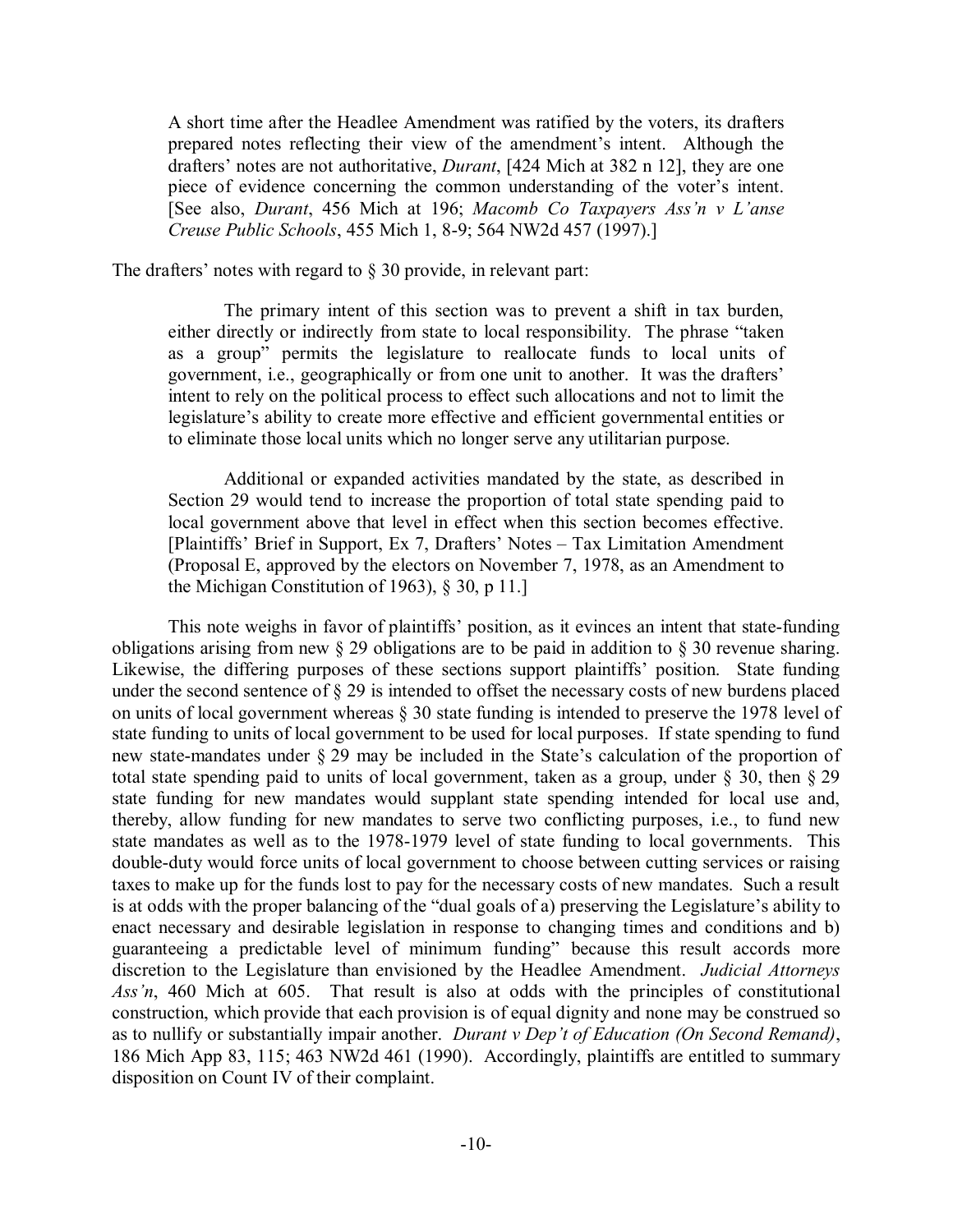> A short time after the Headlee Amendment was ratified by the voters, its drafters prepared notes reflecting their view of the amendment's intent. Although the drafters' notes are not authoritative, *Durant*, [424 Mich at 382 n 12], they are one piece of evidence concerning the common understanding of the voter's intent. [See also, *Durant*, 456 Mich at 196; *Macomb Co Taxpayers Ass'n v L'anse Creuse Public Schools*, 455 Mich 1, 8-9; 564 NW2d 457 (1997).]

The drafters' notes with regard to § 30 provide, in relevant part:

> The primary intent of this section was to prevent a shift in tax burden, either directly or indirectly from state to local responsibility. The phrase "taken as a group" permits the legislature to reallocate funds to local units of government, i.e., geographically or from one unit to another. It was the drafters' intent to rely on the political process to effect such allocations and not to limit the legislature's ability to create more effective and efficient governmental entities or to eliminate those local units which no longer serve any utilitarian purpose.
>
> Additional or expanded activities mandated by the state, as described in Section 29 would tend to increase the proportion of total state spending paid to local government above that level in effect when this section becomes effective. [Plaintiffs' Brief in Support, Ex 7, Drafters' Notes – Tax Limitation Amendment (Proposal E, approved by the electors on November 7, 1978, as an Amendment to the Michigan Constitution of 1963), § 30, p 11.]

This note weighs in favor of plaintiffs' position, as it evinces an intent that state-funding obligations arising from new § 29 obligations are to be paid in addition to § 30 revenue sharing. Likewise, the differing purposes of these sections support plaintiffs' position. State funding under the second sentence of § 29 is intended to offset the necessary costs of new burdens placed on units of local government whereas § 30 state funding is intended to preserve the 1978 level of state funding to units of local government to be used for local purposes. If state spending to fund new state-mandates under § 29 may be included in the State's calculation of the proportion of total state spending paid to units of local government, taken as a group, under § 30, then § 29 state funding for new mandates would supplant state spending intended for local use and, thereby, allow funding for new mandates to serve two conflicting purposes, i.e., to fund new state mandates as well as to the 1978-1979 level of state funding to local governments. This double-duty would force units of local government to choose between cutting services or raising taxes to make up for the funds lost to pay for the necessary costs of new mandates. Such a result is at odds with the proper balancing of the "dual goals of a) preserving the Legislature's ability to enact necessary and desirable legislation in response to changing times and conditions and b) guaranteeing a predictable level of minimum funding" because this result accords more discretion to the Legislature than envisioned by the Headlee Amendment. *Judicial Attorneys Ass'n*, 460 Mich at 605. That result is also at odds with the principles of constitutional construction, which provide that each provision is of equal dignity and none may be construed so as to nullify or substantially impair another. *Durant v Dep't of Education (On Second Remand)*, 186 Mich App 83, 115; 463 NW2d 461 (1990). Accordingly, plaintiffs are entitled to summary disposition on Count IV of their complaint.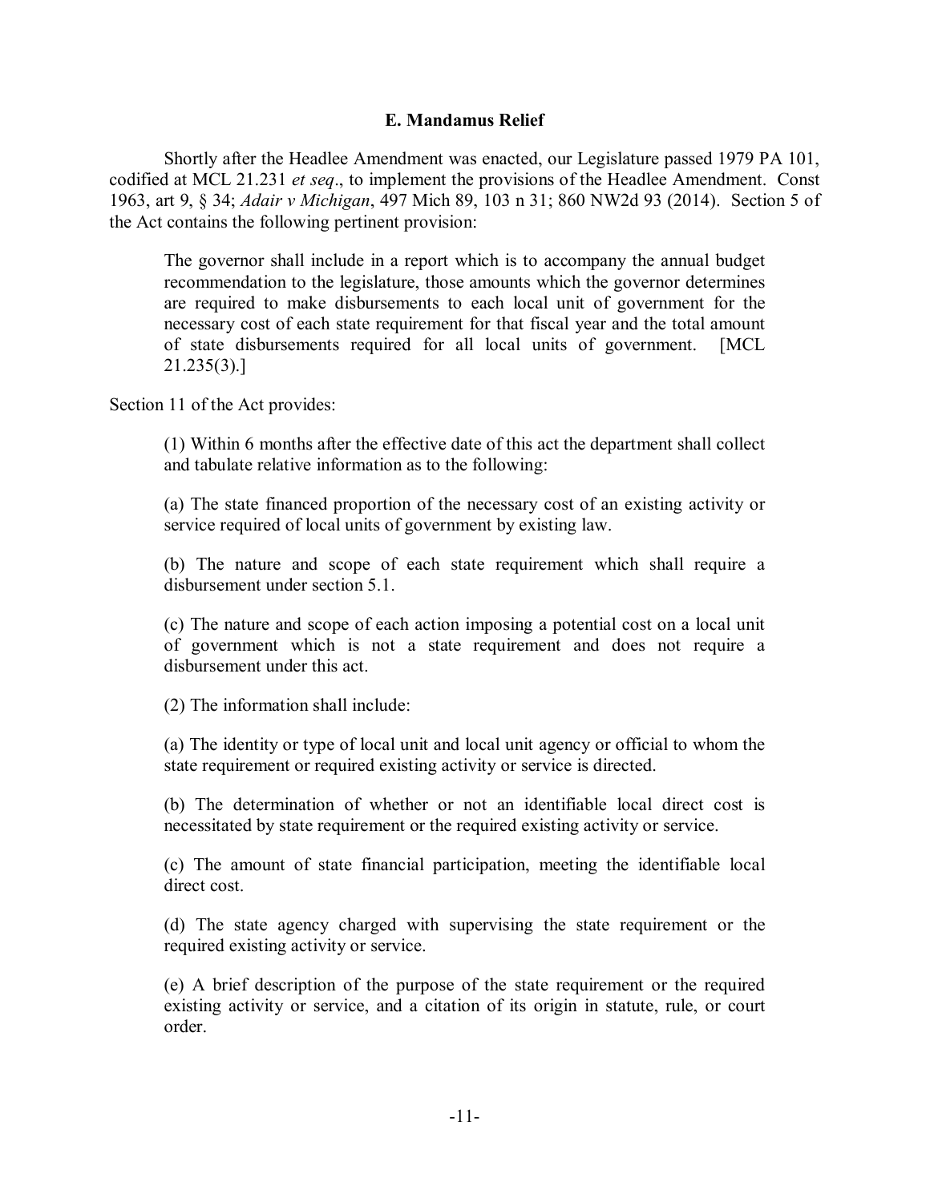### E. Mandamus Relief

Shortly after the Headlee Amendment was enacted, our Legislature passed 1979 PA 101, codified at MCL 21.231 *et seq*., to implement the provisions of the Headlee Amendment. Const 1963, art 9, § 34; *Adair v Michigan*, 497 Mich 89, 103 n 31; 860 NW2d 93 (2014). Section 5 of the Act contains the following pertinent provision:

> The governor shall include in a report which is to accompany the annual budget recommendation to the legislature, those amounts which the governor determines are required to make disbursements to each local unit of government for the necessary cost of each state requirement for that fiscal year and the total amount of state disbursements required for all local units of government. [MCL 21.235(3).]

Section 11 of the Act provides:

> (1) Within 6 months after the effective date of this act the department shall collect and tabulate relative information as to the following:
>
> (a) The state financed proportion of the necessary cost of an existing activity or service required of local units of government by existing law.
>
> (b) The nature and scope of each state requirement which shall require a disbursement under section 5.1.
>
> (c) The nature and scope of each action imposing a potential cost on a local unit of government which is not a state requirement and does not require a disbursement under this act.
>
> (2) The information shall include:
>
> (a) The identity or type of local unit and local unit agency or official to whom the state requirement or required existing activity or service is directed.
>
> (b) The determination of whether or not an identifiable local direct cost is necessitated by state requirement or the required existing activity or service.
>
> (c) The amount of state financial participation, meeting the identifiable local direct cost.
>
> (d) The state agency charged with supervising the state requirement or the required existing activity or service.
>
> (e) A brief description of the purpose of the state requirement or the required existing activity or service, and a citation of its origin in statute, rule, or court order.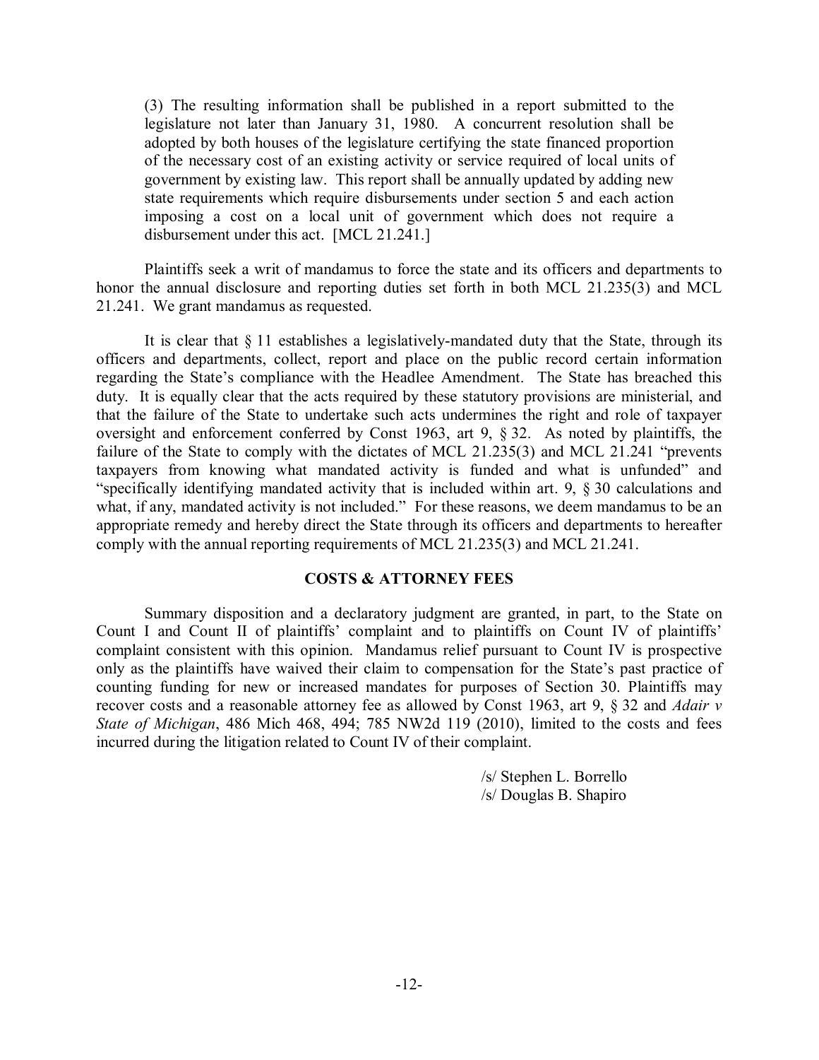> (3) The resulting information shall be published in a report submitted to the legislature not later than January 31, 1980. A concurrent resolution shall be adopted by both houses of the legislature certifying the state financed proportion of the necessary cost of an existing activity or service required of local units of government by existing law. This report shall be annually updated by adding new state requirements which require disbursements under section 5 and each action imposing a cost on a local unit of government which does not require a disbursement under this act. [MCL 21.241.]

Plaintiffs seek a writ of mandamus to force the state and its officers and departments to honor the annual disclosure and reporting duties set forth in both MCL 21.235(3) and MCL 21.241. We grant mandamus as requested.

It is clear that § 11 establishes a legislatively-mandated duty that the State, through its officers and departments, collect, report and place on the public record certain information regarding the State's compliance with the Headlee Amendment. The State has breached this duty. It is equally clear that the acts required by these statutory provisions are ministerial, and that the failure of the State to undertake such acts undermines the right and role of taxpayer oversight and enforcement conferred by Const 1963, art 9, § 32. As noted by plaintiffs, the failure of the State to comply with the dictates of MCL 21.235(3) and MCL 21.241 "prevents taxpayers from knowing what mandated activity is funded and what is unfunded" and "specifically identifying mandated activity that is included within art. 9, § 30 calculations and what, if any, mandated activity is not included." For these reasons, we deem mandamus to be an appropriate remedy and hereby direct the State through its officers and departments to hereafter comply with the annual reporting requirements of MCL 21.235(3) and MCL 21.241.

## COSTS & ATTORNEY FEES

Summary disposition and a declaratory judgment are granted, in part, to the State on Count I and Count II of plaintiffs' complaint and to plaintiffs on Count IV of plaintiffs' complaint consistent with this opinion. Mandamus relief pursuant to Count IV is prospective only as the plaintiffs have waived their claim to compensation for the State's past practice of counting funding for new or increased mandates for purposes of Section 30. Plaintiffs may recover costs and a reasonable attorney fee as allowed by Const 1963, art 9, § 32 and *Adair v State of Michigan*, 486 Mich 468, 494; 785 NW2d 119 (2010), limited to the costs and fees incurred during the litigation related to Count IV of their complaint.

/s/ Stephen L. Borrello
/s/ Douglas B. Shapiro